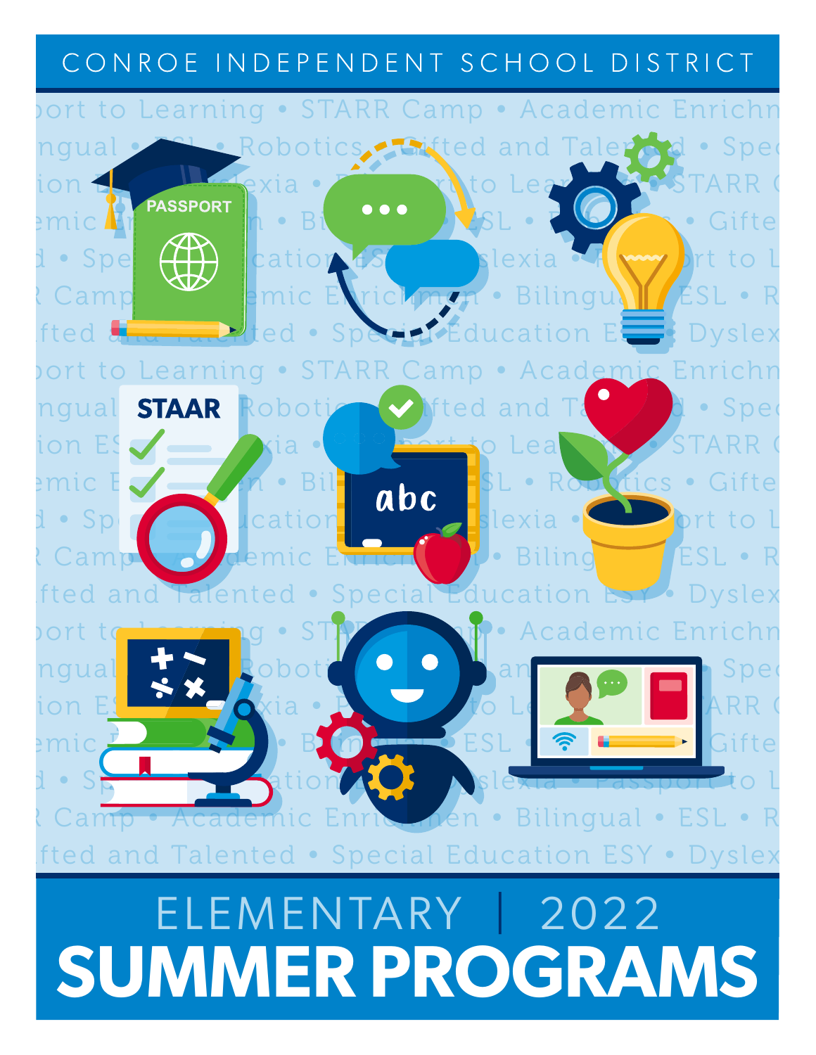CONROE INDEPENDENT SCHOOL DISTRICT

# ELEMENTARY | 2022

# SUMMER PROGRAMS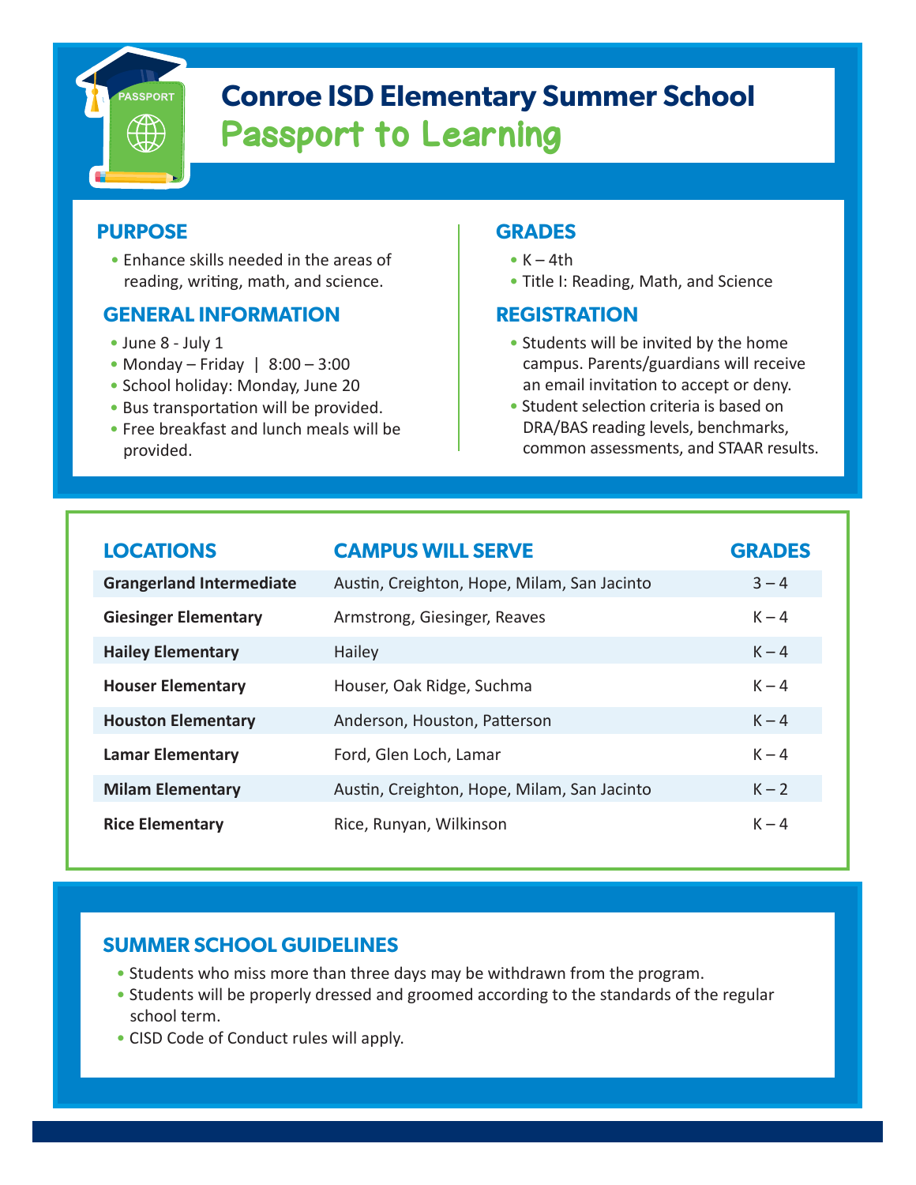# Conroe ISD Elementary Summer School

## Passport to Learning

### PURPOSE

- Enhance skills needed in the areas of reading, writing, math, and science.

### GENERAL INFORMATION

- June 8 - July 1
- Monday – Friday | 8:00 – 3:00
- School holiday: Monday, June 20
- Bus transportation will be provided.
- Free breakfast and lunch meals will be provided.

### GRADES

- K – 4th
- Title I: Reading, Math, and Science

### REGISTRATION

- Students will be invited by the home campus. Parents/guardians will receive an email invitation to accept or deny.
- Student selection criteria is based on DRA/BAS reading levels, benchmarks, common assessments, and STAAR results.

| LOCATIONS | CAMPUS WILL SERVE | GRADES |
|---|---|---|
| **Grangerland Intermediate** | Austin, Creighton, Hope, Milam, San Jacinto | 3 – 4 |
| **Giesinger Elementary** | Armstrong, Giesinger, Reaves | K – 4 |
| **Hailey Elementary** | Hailey | K – 4 |
| **Houser Elementary** | Houser, Oak Ridge, Suchma | K – 4 |
| **Houston Elementary** | Anderson, Houston, Patterson | K – 4 |
| **Lamar Elementary** | Ford, Glen Loch, Lamar | K – 4 |
| **Milam Elementary** | Austin, Creighton, Hope, Milam, San Jacinto | K – 2 |
| **Rice Elementary** | Rice, Runyan, Wilkinson | K – 4 |

### SUMMER SCHOOL GUIDELINES

- Students who miss more than three days may be withdrawn from the program.
- Students will be properly dressed and groomed according to the standards of the regular school term.
- CISD Code of Conduct rules will apply.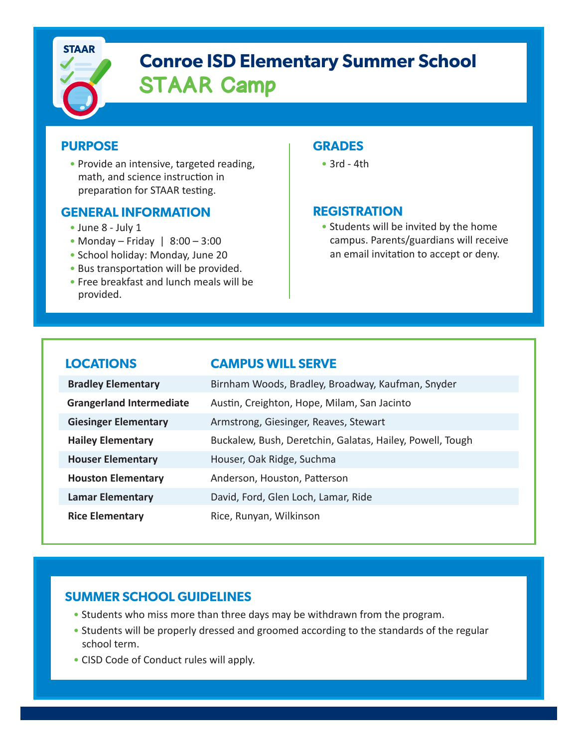# Conroe ISD Elementary Summer School
## STAAR Camp

### PURPOSE

- Provide an intensive, targeted reading, math, and science instruction in preparation for STAAR testing.

### GENERAL INFORMATION

- June 8 - July 1
- Monday – Friday | 8:00 – 3:00
- School holiday: Monday, June 20
- Bus transportation will be provided.
- Free breakfast and lunch meals will be provided.

### GRADES

- 3rd - 4th

### REGISTRATION

- Students will be invited by the home campus. Parents/guardians will receive an email invitation to accept or deny.

| LOCATIONS | CAMPUS WILL SERVE |
|---|---|
| **Bradley Elementary** | Birnham Woods, Bradley, Broadway, Kaufman, Snyder |
| **Grangerland Intermediate** | Austin, Creighton, Hope, Milam, San Jacinto |
| **Giesinger Elementary** | Armstrong, Giesinger, Reaves, Stewart |
| **Hailey Elementary** | Buckalew, Bush, Deretchin, Galatas, Hailey, Powell, Tough |
| **Houser Elementary** | Houser, Oak Ridge, Suchma |
| **Houston Elementary** | Anderson, Houston, Patterson |
| **Lamar Elementary** | David, Ford, Glen Loch, Lamar, Ride |
| **Rice Elementary** | Rice, Runyan, Wilkinson |

### SUMMER SCHOOL GUIDELINES

- Students who miss more than three days may be withdrawn from the program.
- Students will be properly dressed and groomed according to the standards of the regular school term.
- CISD Code of Conduct rules will apply.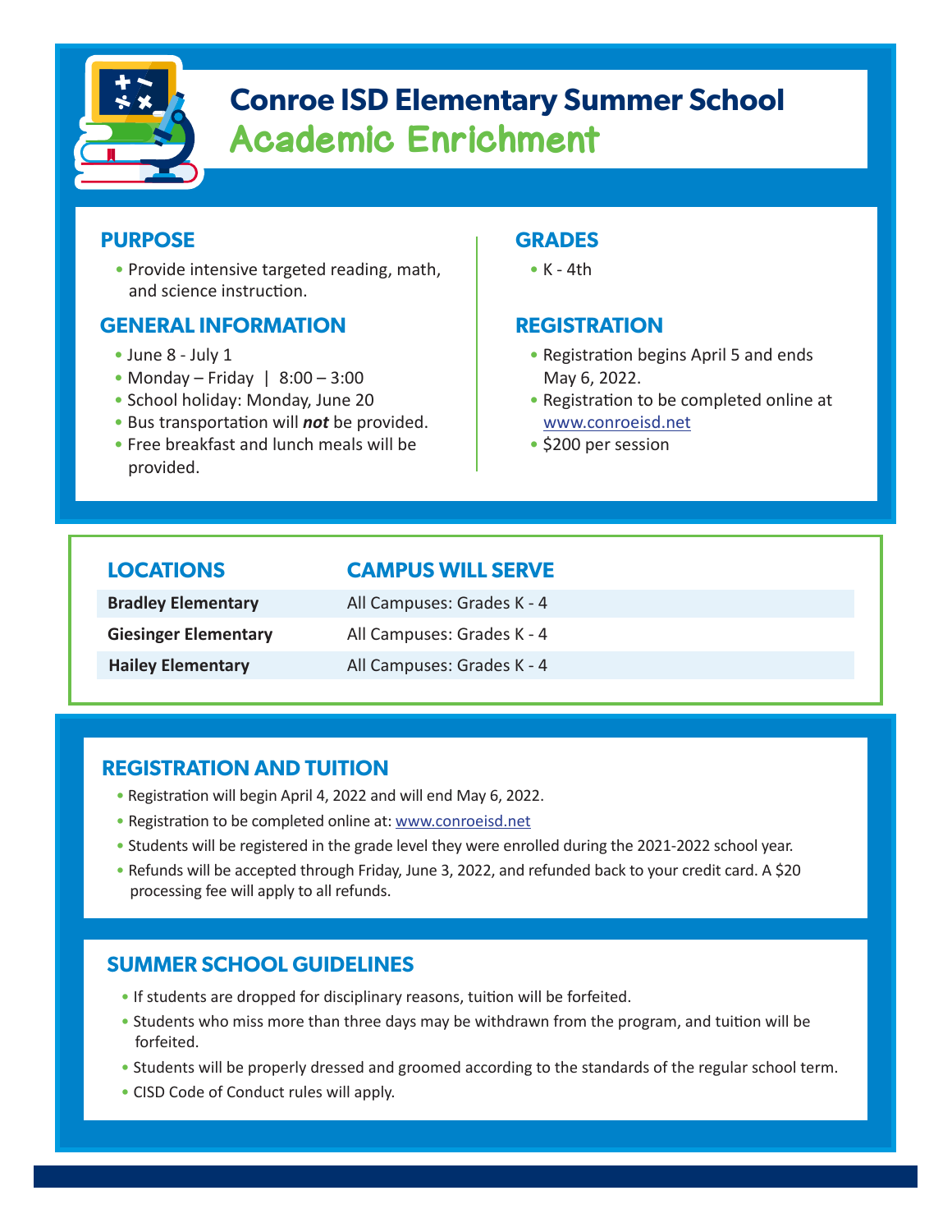# Conroe ISD Elementary Summer School

## Academic Enrichment

### PURPOSE

- Provide intensive targeted reading, math, and science instruction.

### GENERAL INFORMATION

- June 8 - July 1
- Monday – Friday | 8:00 – 3:00
- School holiday: Monday, June 20
- Bus transportation will ***not*** be provided.
- Free breakfast and lunch meals will be provided.

### GRADES

- K - 4th

### REGISTRATION

- Registration begins April 5 and ends May 6, 2022.
- Registration to be completed online at www.conroeisd.net
- $200 per session

| LOCATIONS | CAMPUS WILL SERVE |
| --- | --- |
| **Bradley Elementary** | All Campuses: Grades K - 4 |
| **Giesinger Elementary** | All Campuses: Grades K - 4 |
| **Hailey Elementary** | All Campuses: Grades K - 4 |

### REGISTRATION AND TUITION

- Registration will begin April 4, 2022 and will end May 6, 2022.
- Registration to be completed online at: www.conroeisd.net
- Students will be registered in the grade level they were enrolled during the 2021-2022 school year.
- Refunds will be accepted through Friday, June 3, 2022, and refunded back to your credit card. A $20 processing fee will apply to all refunds.

### SUMMER SCHOOL GUIDELINES

- If students are dropped for disciplinary reasons, tuition will be forfeited.
- Students who miss more than three days may be withdrawn from the program, and tuition will be forfeited.
- Students will be properly dressed and groomed according to the standards of the regular school term.
- CISD Code of Conduct rules will apply.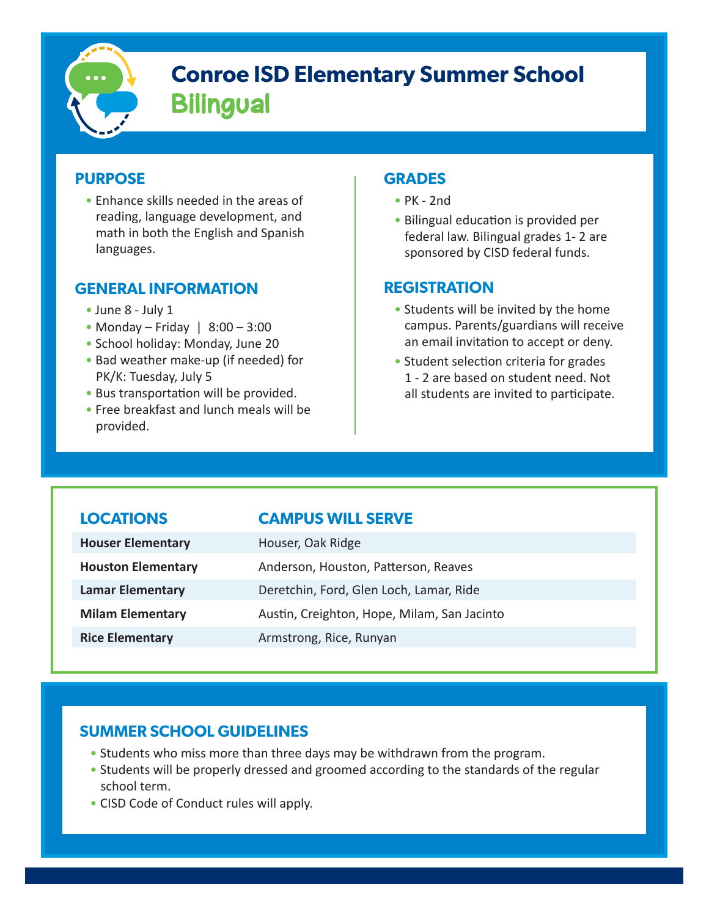# Conroe ISD Elementary Summer School
## Bilingual

### PURPOSE

- Enhance skills needed in the areas of reading, language development, and math in both the English and Spanish languages.

### GENERAL INFORMATION

- June 8 - July 1
- Monday – Friday | 8:00 – 3:00
- School holiday: Monday, June 20
- Bad weather make-up (if needed) for PK/K: Tuesday, July 5
- Bus transportation will be provided.
- Free breakfast and lunch meals will be provided.

### GRADES

- PK - 2nd
- Bilingual education is provided per federal law. Bilingual grades 1- 2 are sponsored by CISD federal funds.

### REGISTRATION

- Students will be invited by the home campus. Parents/guardians will receive an email invitation to accept or deny.
- Student selection criteria for grades 1 - 2 are based on student need. Not all students are invited to participate.

| LOCATIONS | CAMPUS WILL SERVE |
|---|---|
| **Houser Elementary** | Houser, Oak Ridge |
| **Houston Elementary** | Anderson, Houston, Patterson, Reaves |
| **Lamar Elementary** | Deretchin, Ford, Glen Loch, Lamar, Ride |
| **Milam Elementary** | Austin, Creighton, Hope, Milam, San Jacinto |
| **Rice Elementary** | Armstrong, Rice, Runyan |

### SUMMER SCHOOL GUIDELINES

- Students who miss more than three days may be withdrawn from the program.
- Students will be properly dressed and groomed according to the standards of the regular school term.
- CISD Code of Conduct rules will apply.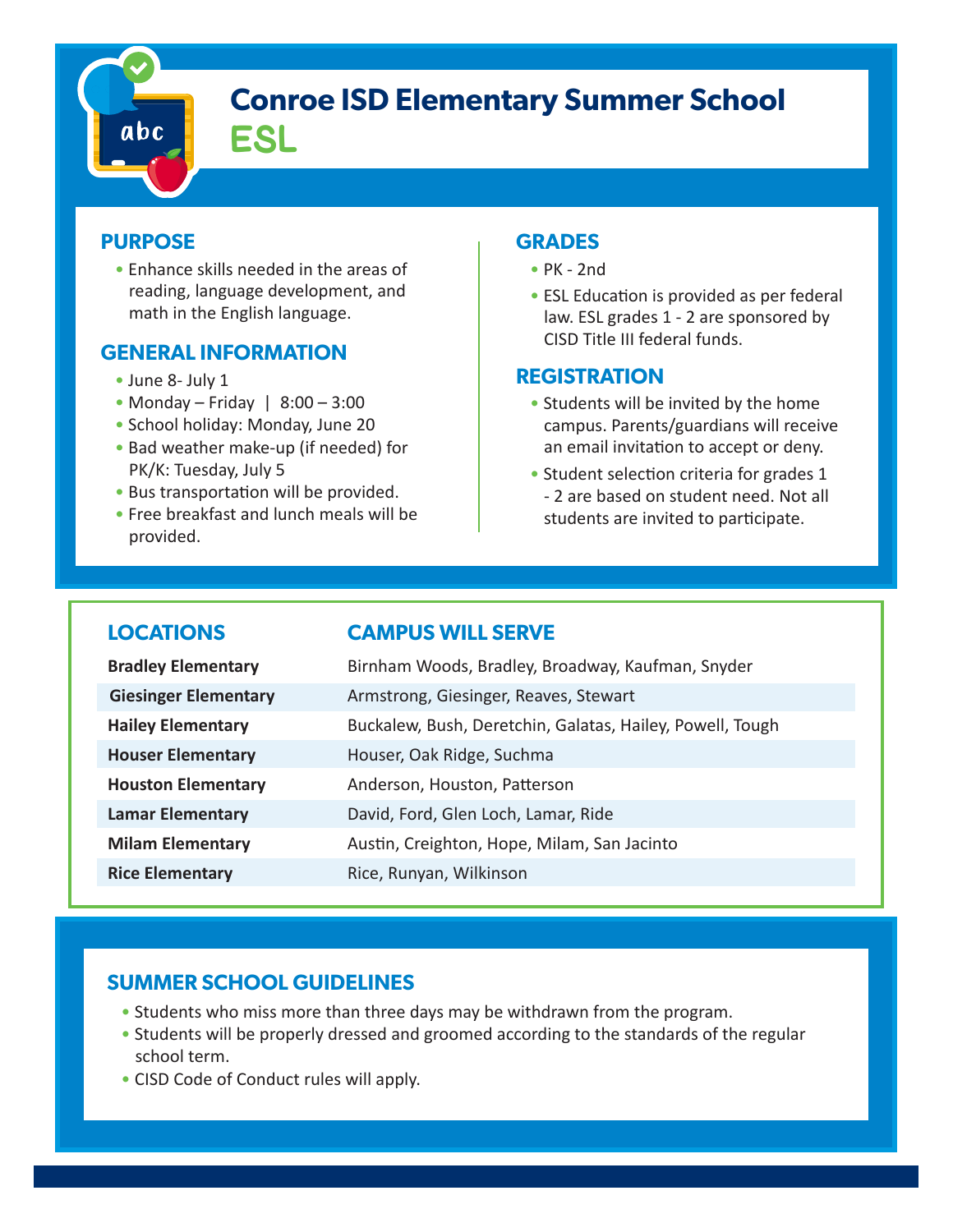# Conroe ISD Elementary Summer School

## ESL

### PURPOSE

- Enhance skills needed in the areas of reading, language development, and math in the English language.

### GENERAL INFORMATION

- June 8- July 1
- Monday – Friday | 8:00 – 3:00
- School holiday: Monday, June 20
- Bad weather make-up (if needed) for PK/K: Tuesday, July 5
- Bus transportation will be provided.
- Free breakfast and lunch meals will be provided.

### GRADES

- PK - 2nd
- ESL Education is provided as per federal law. ESL grades 1 - 2 are sponsored by CISD Title III federal funds.

### REGISTRATION

- Students will be invited by the home campus. Parents/guardians will receive an email invitation to accept or deny.
- Student selection criteria for grades 1 - 2 are based on student need. Not all students are invited to participate.

| LOCATIONS | CAMPUS WILL SERVE |
|---|---|
| **Bradley Elementary** | Birnham Woods, Bradley, Broadway, Kaufman, Snyder |
| **Giesinger Elementary** | Armstrong, Giesinger, Reaves, Stewart |
| **Hailey Elementary** | Buckalew, Bush, Deretchin, Galatas, Hailey, Powell, Tough |
| **Houser Elementary** | Houser, Oak Ridge, Suchma |
| **Houston Elementary** | Anderson, Houston, Patterson |
| **Lamar Elementary** | David, Ford, Glen Loch, Lamar, Ride |
| **Milam Elementary** | Austin, Creighton, Hope, Milam, San Jacinto |
| **Rice Elementary** | Rice, Runyan, Wilkinson |

### SUMMER SCHOOL GUIDELINES

- Students who miss more than three days may be withdrawn from the program.
- Students will be properly dressed and groomed according to the standards of the regular school term.
- CISD Code of Conduct rules will apply.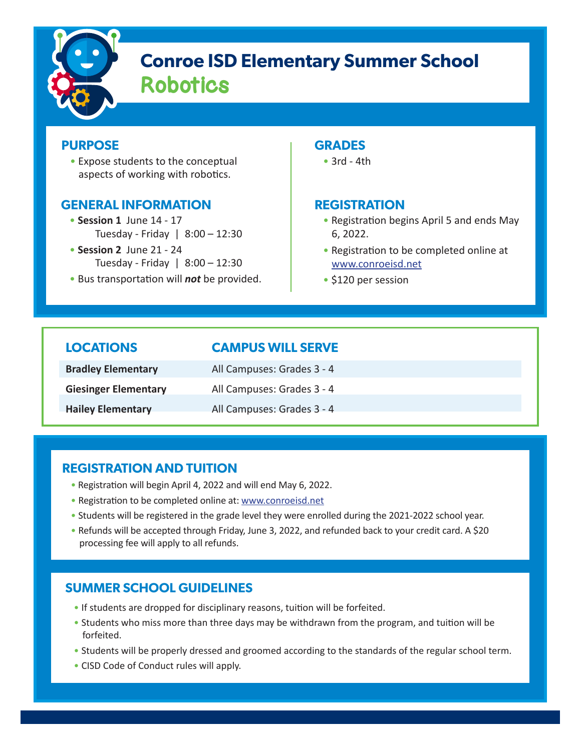# Conroe ISD Elementary Summer School
## Robotics

### PURPOSE

- Expose students to the conceptual aspects of working with robotics.

### GENERAL INFORMATION

- **Session 1** June 14 - 17
  Tuesday - Friday | 8:00 – 12:30
- **Session 2** June 21 - 24
  Tuesday - Friday | 8:00 – 12:30
- Bus transportation will ***not*** be provided.

### GRADES

- 3rd - 4th

### REGISTRATION

- Registration begins April 5 and ends May 6, 2022.
- Registration to be completed online at www.conroeisd.net
- $120 per session

| LOCATIONS | CAMPUS WILL SERVE |
|---|---|
| **Bradley Elementary** | All Campuses: Grades 3 - 4 |
| **Giesinger Elementary** | All Campuses: Grades 3 - 4 |
| **Hailey Elementary** | All Campuses: Grades 3 - 4 |

### REGISTRATION AND TUITION

- Registration will begin April 4, 2022 and will end May 6, 2022.
- Registration to be completed online at: www.conroeisd.net
- Students will be registered in the grade level they were enrolled during the 2021-2022 school year.
- Refunds will be accepted through Friday, June 3, 2022, and refunded back to your credit card. A $20 processing fee will apply to all refunds.

### SUMMER SCHOOL GUIDELINES

- If students are dropped for disciplinary reasons, tuition will be forfeited.
- Students who miss more than three days may be withdrawn from the program, and tuition will be forfeited.
- Students will be properly dressed and groomed according to the standards of the regular school term.
- CISD Code of Conduct rules will apply.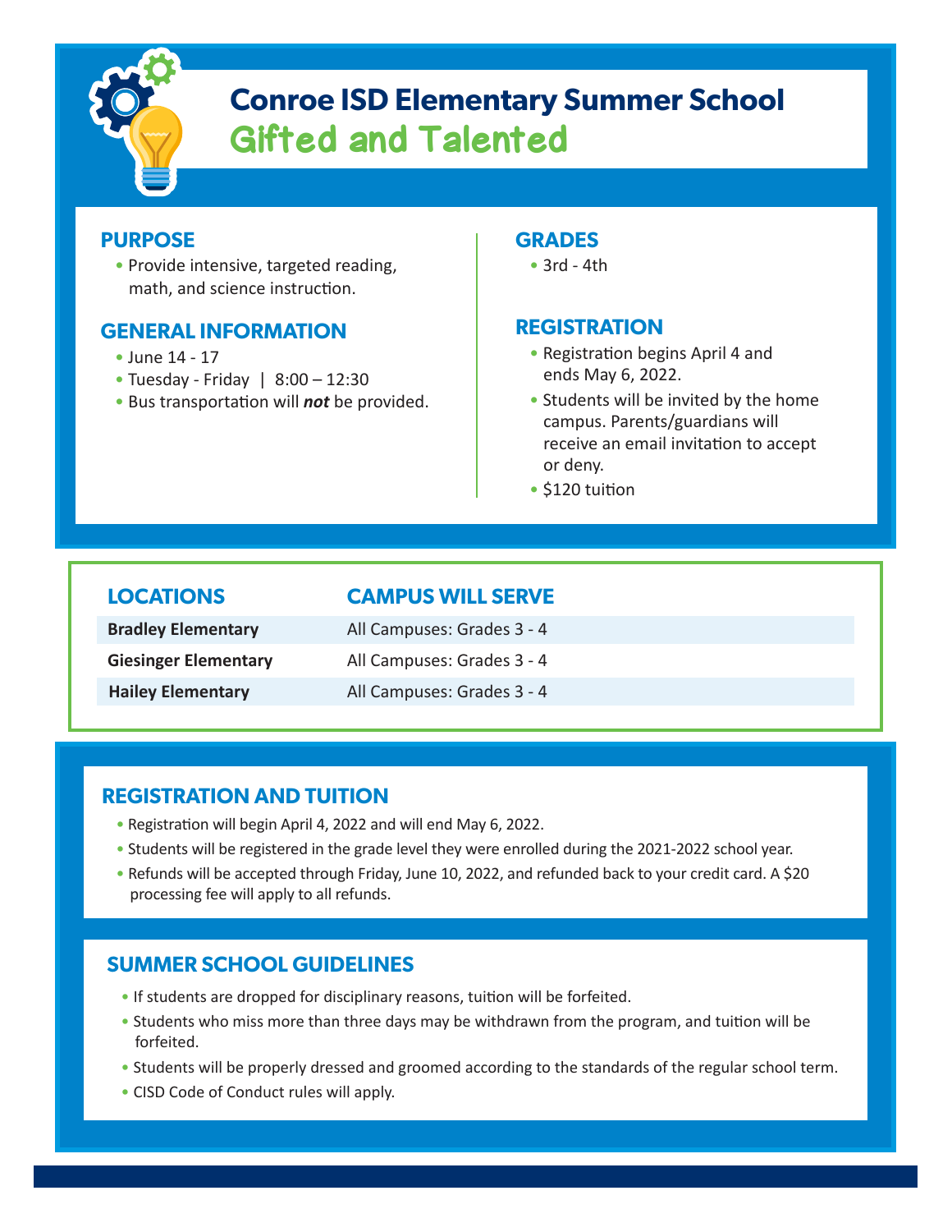# Conroe ISD Elementary Summer School

## Gifted and Talented

### PURPOSE

- Provide intensive, targeted reading, math, and science instruction.

### GENERAL INFORMATION

- June 14 - 17
- Tuesday - Friday | 8:00 – 12:30
- Bus transportation will ***not*** be provided.

### GRADES

- 3rd - 4th

### REGISTRATION

- Registration begins April 4 and ends May 6, 2022.
- Students will be invited by the home campus. Parents/guardians will receive an email invitation to accept or deny.
- $120 tuition

| LOCATIONS | CAMPUS WILL SERVE |
| --- | --- |
| **Bradley Elementary** | All Campuses: Grades 3 - 4 |
| **Giesinger Elementary** | All Campuses: Grades 3 - 4 |
| **Hailey Elementary** | All Campuses: Grades 3 - 4 |

### REGISTRATION AND TUITION

- Registration will begin April 4, 2022 and will end May 6, 2022.
- Students will be registered in the grade level they were enrolled during the 2021-2022 school year.
- Refunds will be accepted through Friday, June 10, 2022, and refunded back to your credit card. A $20 processing fee will apply to all refunds.

### SUMMER SCHOOL GUIDELINES

- If students are dropped for disciplinary reasons, tuition will be forfeited.
- Students who miss more than three days may be withdrawn from the program, and tuition will be forfeited.
- Students will be properly dressed and groomed according to the standards of the regular school term.
- CISD Code of Conduct rules will apply.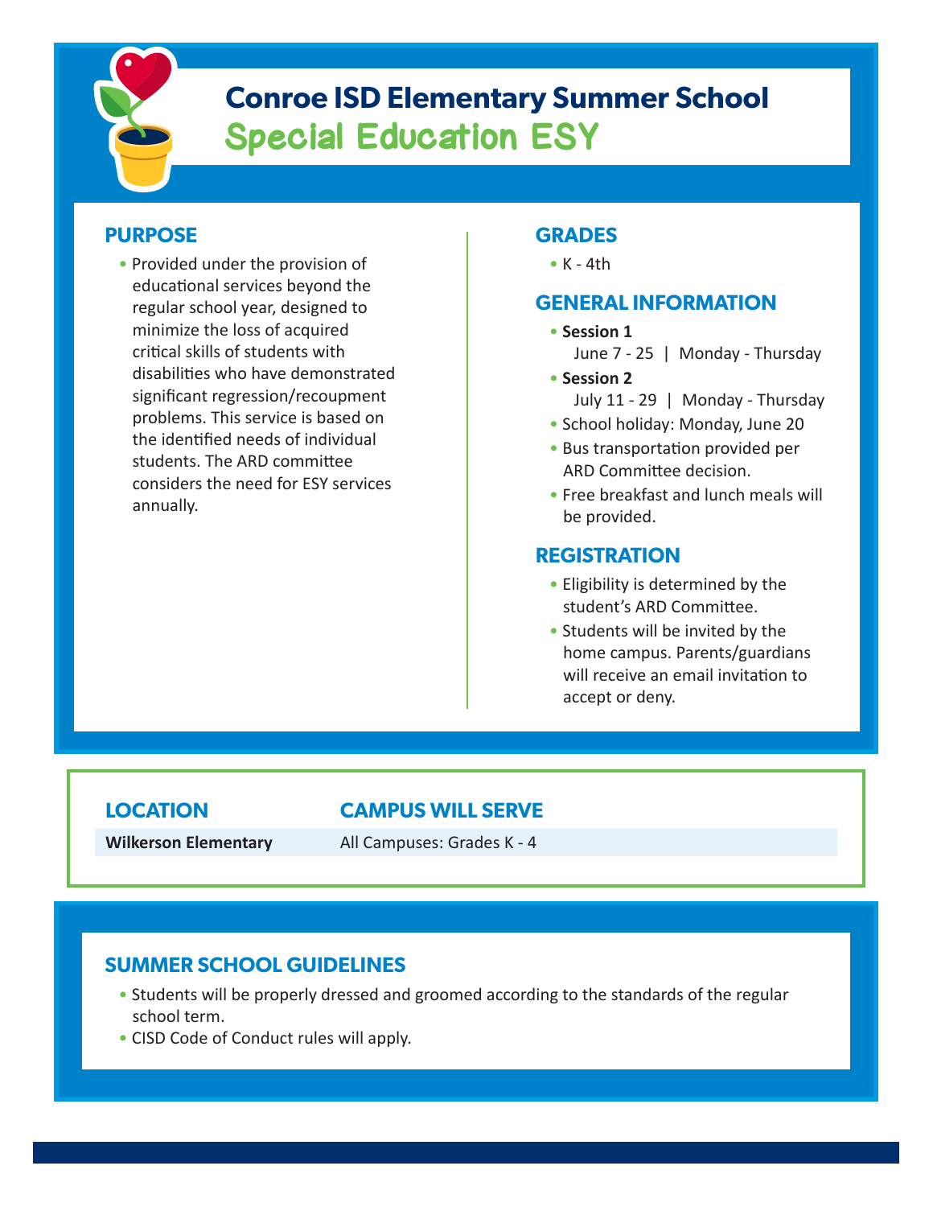# Conroe ISD Elementary Summer School

## Special Education ESY

### PURPOSE

- Provided under the provision of educational services beyond the regular school year, designed to minimize the loss of acquired critical skills of students with disabilities who have demonstrated significant regression/recoupment problems. This service is based on the identified needs of individual students. The ARD committee considers the need for ESY services annually.

### GRADES

- K - 4th

### GENERAL INFORMATION

- **Session 1**
  June 7 - 25 | Monday - Thursday
- **Session 2**
  July 11 - 29 | Monday - Thursday
- School holiday: Monday, June 20
- Bus transportation provided per ARD Committee decision.
- Free breakfast and lunch meals will be provided.

### REGISTRATION

- Eligibility is determined by the student's ARD Committee.
- Students will be invited by the home campus. Parents/guardians will receive an email invitation to accept or deny.

| LOCATION | CAMPUS WILL SERVE |
| --- | --- |
| **Wilkerson Elementary** | All Campuses: Grades K - 4 |

### SUMMER SCHOOL GUIDELINES

- Students will be properly dressed and groomed according to the standards of the regular school term.
- CISD Code of Conduct rules will apply.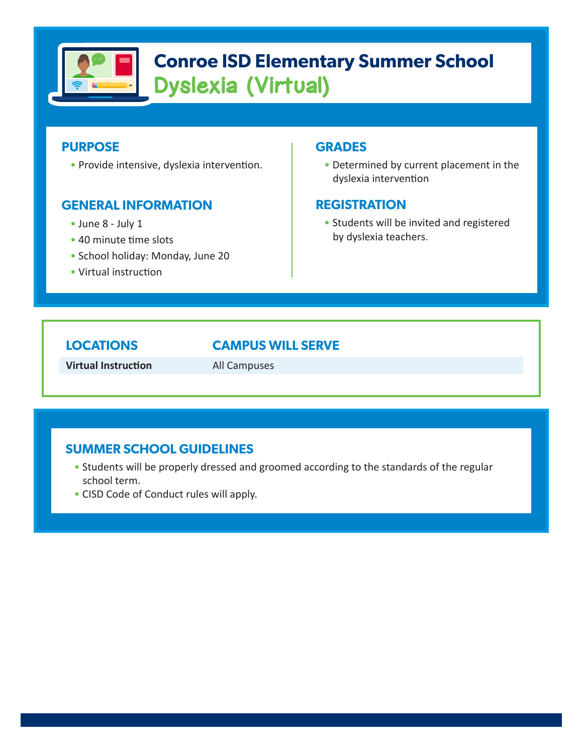# Conroe ISD Elementary Summer School

## Dyslexia (Virtual)

### PURPOSE

- Provide intensive, dyslexia intervention.

### GENERAL INFORMATION

- June 8 - July 1
- 40 minute time slots
- School holiday: Monday, June 20
- Virtual instruction

### GRADES

- Determined by current placement in the dyslexia intervention

### REGISTRATION

- Students will be invited and registered by dyslexia teachers.

| LOCATIONS | CAMPUS WILL SERVE |
| --- | --- |
| **Virtual Instruction** | All Campuses |

### SUMMER SCHOOL GUIDELINES

- Students will be properly dressed and groomed according to the standards of the regular school term.
- CISD Code of Conduct rules will apply.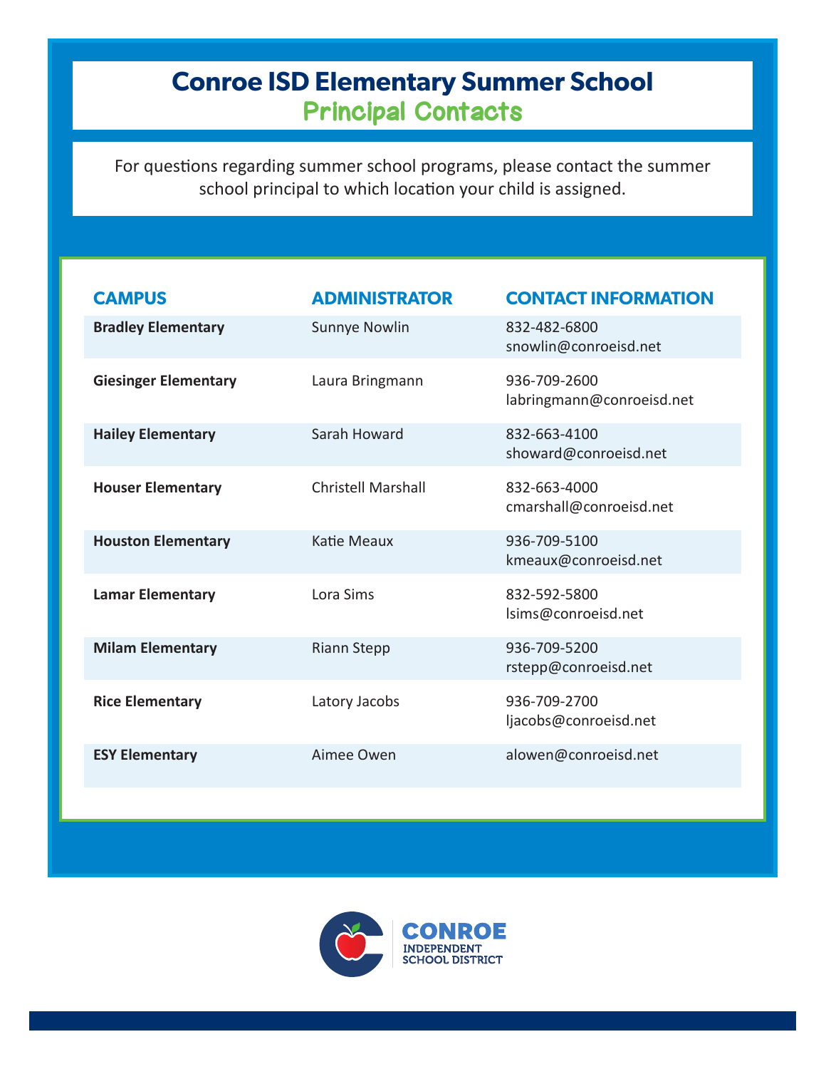# Conroe ISD Elementary Summer School

## Principal Contacts

For questions regarding summer school programs, please contact the summer school principal to which location your child is assigned.

| CAMPUS | ADMINISTRATOR | CONTACT INFORMATION |
|---|---|---|
| **Bradley Elementary** | Sunnye Nowlin | 832-482-6800<br>snowlin@conroeisd.net |
| **Giesinger Elementary** | Laura Bringmann | 936-709-2600<br>labringmann@conroeisd.net |
| **Hailey Elementary** | Sarah Howard | 832-663-4100<br>showard@conroeisd.net |
| **Houser Elementary** | Christell Marshall | 832-663-4000<br>cmarshall@conroeisd.net |
| **Houston Elementary** | Katie Meaux | 936-709-5100<br>kmeaux@conroeisd.net |
| **Lamar Elementary** | Lora Sims | 832-592-5800<br>lsims@conroeisd.net |
| **Milam Elementary** | Riann Stepp | 936-709-5200<br>rstepp@conroeisd.net |
| **Rice Elementary** | Latory Jacobs | 936-709-2700<br>ljacobs@conroeisd.net |
| **ESY Elementary** | Aimee Owen | alowen@conroeisd.net |

CONROE
INDEPENDENT
SCHOOL DISTRICT